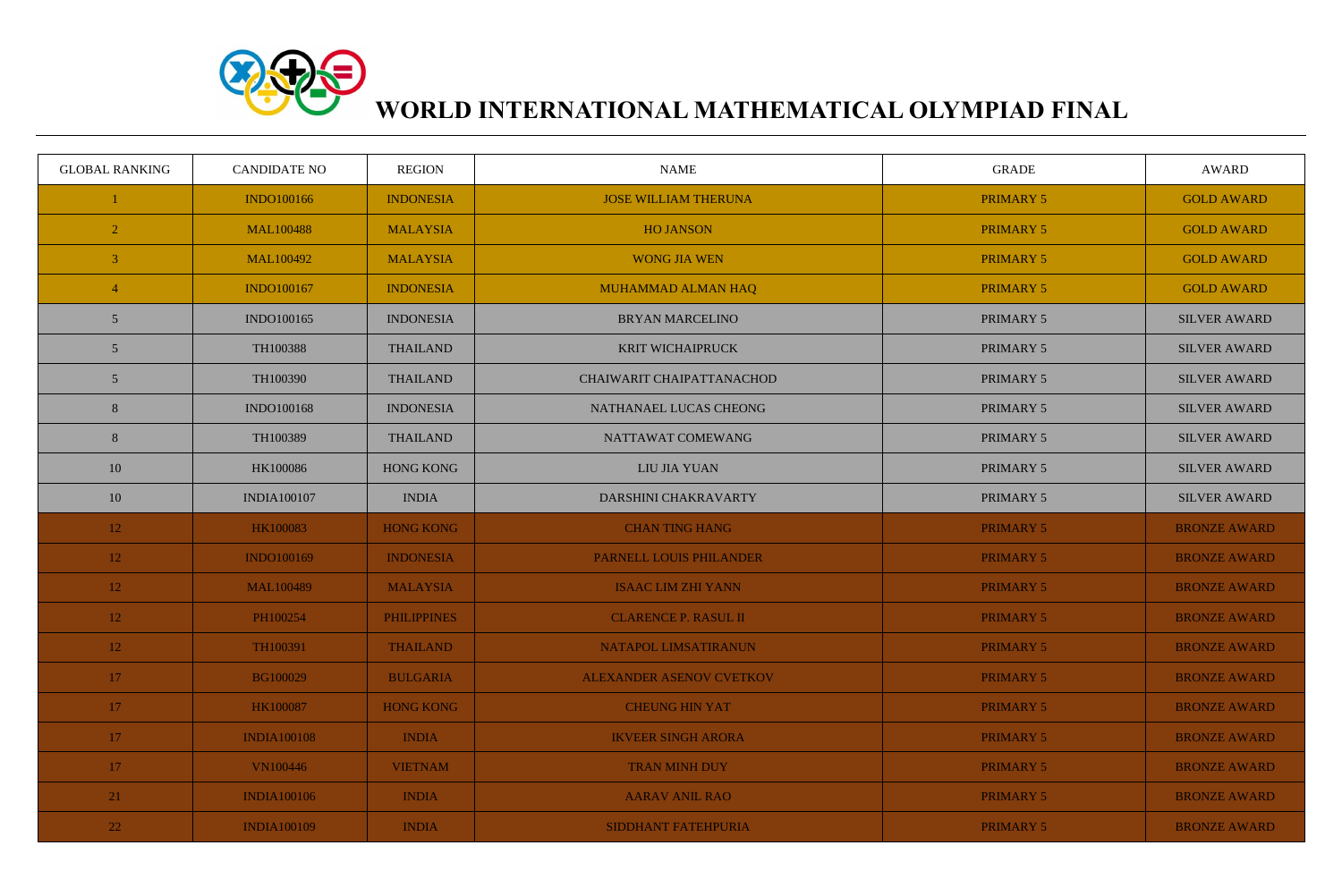# WORLD INTERNATIONAL MATHEMATICAL OLYMPIAD FINAL

| GLOBAL RANKING | CANDIDATE NO | REGION | NAME | GRADE | AWARD |
|---|---|---|---|---|---|
| 1 | INDO100166 | INDONESIA | JOSE WILLIAM THERUNA | PRIMARY 5 | GOLD AWARD |
| 2 | MAL100488 | MALAYSIA | HO JANSON | PRIMARY 5 | GOLD AWARD |
| 3 | MAL100492 | MALAYSIA | WONG JIA WEN | PRIMARY 5 | GOLD AWARD |
| 4 | INDO100167 | INDONESIA | MUHAMMAD ALMAN HAQ | PRIMARY 5 | GOLD AWARD |
| 5 | INDO100165 | INDONESIA | BRYAN MARCELINO | PRIMARY 5 | SILVER AWARD |
| 5 | TH100388 | THAILAND | KRIT WICHAIPRUCK | PRIMARY 5 | SILVER AWARD |
| 5 | TH100390 | THAILAND | CHAIWARIT CHAIPATTANACHOD | PRIMARY 5 | SILVER AWARD |
| 8 | INDO100168 | INDONESIA | NATHANAEL LUCAS CHEONG | PRIMARY 5 | SILVER AWARD |
| 8 | TH100389 | THAILAND | NATTAWAT COMEWANG | PRIMARY 5 | SILVER AWARD |
| 10 | HK100086 | HONG KONG | LIU JIA YUAN | PRIMARY 5 | SILVER AWARD |
| 10 | INDIA100107 | INDIA | DARSHINI CHAKRAVARTY | PRIMARY 5 | SILVER AWARD |
| 12 | HK100083 | HONG KONG | CHAN TING HANG | PRIMARY 5 | BRONZE AWARD |
| 12 | INDO100169 | INDONESIA | PARNELL LOUIS PHILANDER | PRIMARY 5 | BRONZE AWARD |
| 12 | MAL100489 | MALAYSIA | ISAAC LIM ZHI YANN | PRIMARY 5 | BRONZE AWARD |
| 12 | PH100254 | PHILIPPINES | CLARENCE P. RASUL II | PRIMARY 5 | BRONZE AWARD |
| 12 | TH100391 | THAILAND | NATAPOL LIMSATIRANUN | PRIMARY 5 | BRONZE AWARD |
| 17 | BG100029 | BULGARIA | ALEXANDER ASENOV CVETKOV | PRIMARY 5 | BRONZE AWARD |
| 17 | HK100087 | HONG KONG | CHEUNG HIN YAT | PRIMARY 5 | BRONZE AWARD |
| 17 | INDIA100108 | INDIA | IKVEER SINGH ARORA | PRIMARY 5 | BRONZE AWARD |
| 17 | VN100446 | VIETNAM | TRAN MINH DUY | PRIMARY 5 | BRONZE AWARD |
| 21 | INDIA100106 | INDIA | AARAV ANIL RAO | PRIMARY 5 | BRONZE AWARD |
| 22 | INDIA100109 | INDIA | SIDDHANT FATEHPURIA | PRIMARY 5 | BRONZE AWARD |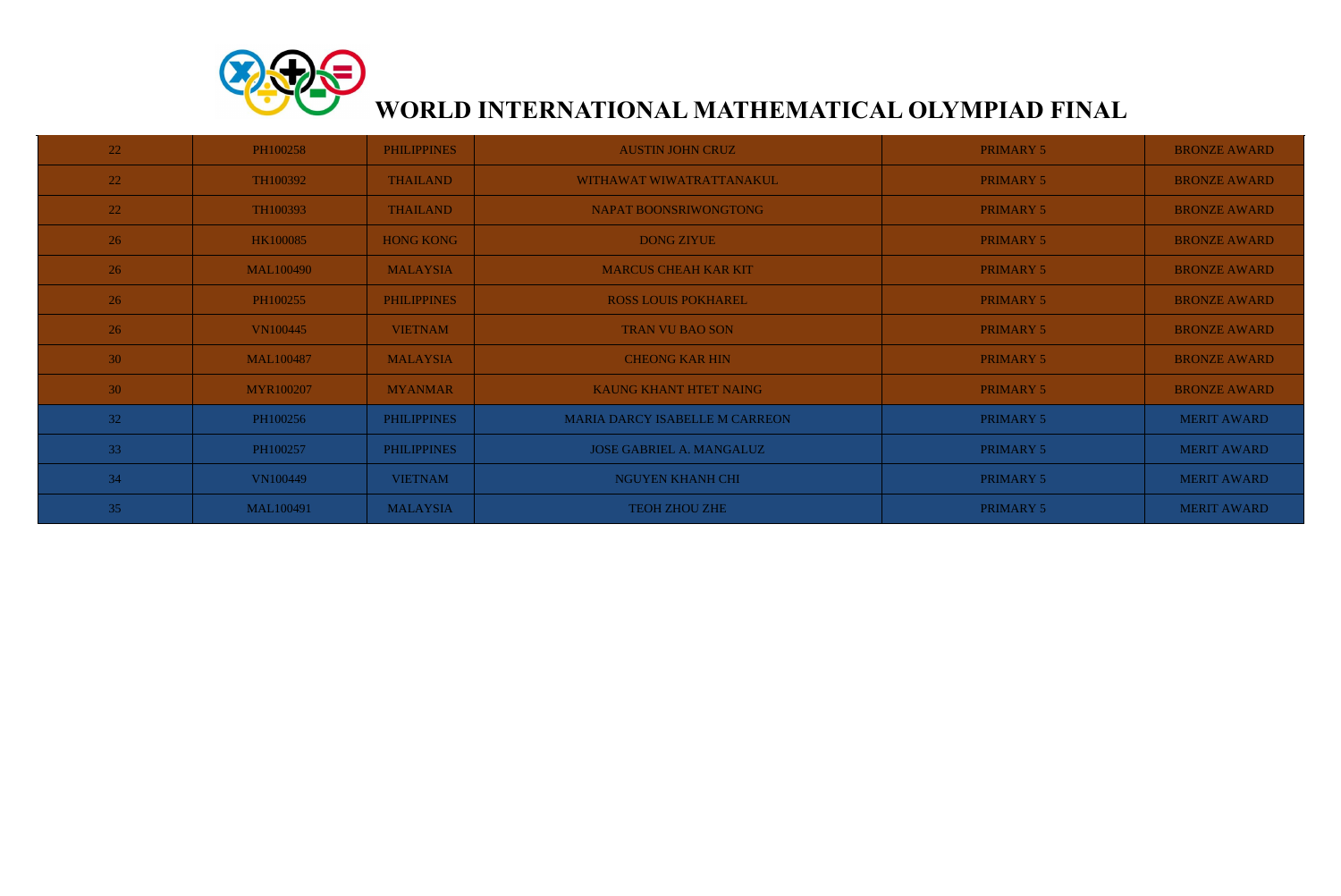# WORLD INTERNATIONAL MATHEMATICAL OLYMPIAD FINAL

| | | | | | |
|---|---|---|---|---|---|
| 22 | PH100258 | PHILIPPINES | AUSTIN JOHN CRUZ | PRIMARY 5 | BRONZE AWARD |
| 22 | TH100392 | THAILAND | WITHAWAT WIWATRATTANAKUL | PRIMARY 5 | BRONZE AWARD |
| 22 | TH100393 | THAILAND | NAPAT BOONSRIWONGTONG | PRIMARY 5 | BRONZE AWARD |
| 26 | HK100085 | HONG KONG | DONG ZIYUE | PRIMARY 5 | BRONZE AWARD |
| 26 | MAL100490 | MALAYSIA | MARCUS CHEAH KAR KIT | PRIMARY 5 | BRONZE AWARD |
| 26 | PH100255 | PHILIPPINES | ROSS LOUIS POKHAREL | PRIMARY 5 | BRONZE AWARD |
| 26 | VN100445 | VIETNAM | TRAN VU BAO SON | PRIMARY 5 | BRONZE AWARD |
| 30 | MAL100487 | MALAYSIA | CHEONG KAR HIN | PRIMARY 5 | BRONZE AWARD |
| 30 | MYR100207 | MYANMAR | KAUNG KHANT HTET NAING | PRIMARY 5 | BRONZE AWARD |
| 32 | PH100256 | PHILIPPINES | MARIA DARCY ISABELLE M CARREON | PRIMARY 5 | MERIT AWARD |
| 33 | PH100257 | PHILIPPINES | JOSE GABRIEL A. MANGALUZ | PRIMARY 5 | MERIT AWARD |
| 34 | VN100449 | VIETNAM | NGUYEN KHANH CHI | PRIMARY 5 | MERIT AWARD |
| 35 | MAL100491 | MALAYSIA | TEOH ZHOU ZHE | PRIMARY 5 | MERIT AWARD |